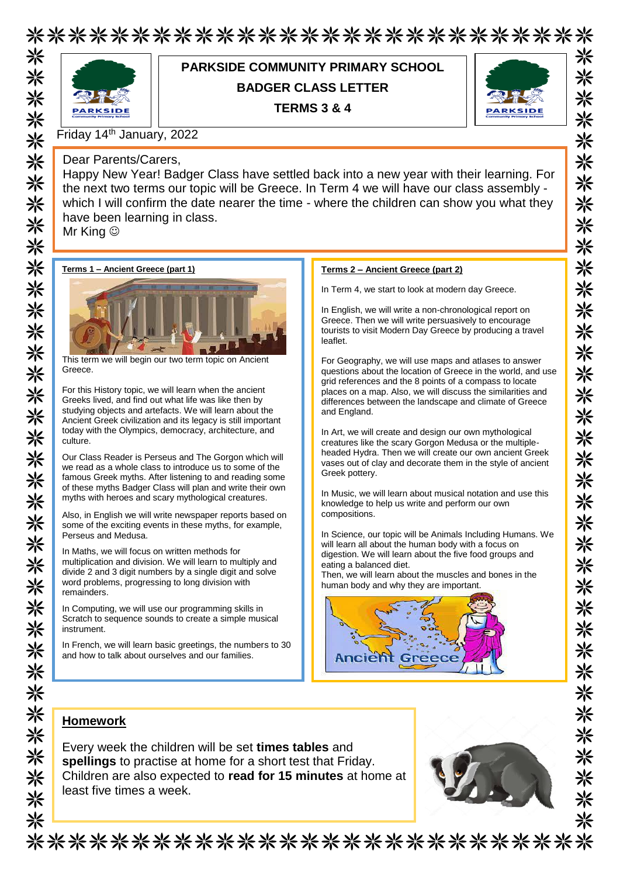# PARKSIDE COMMUNITY PRIMARY SCHOOL

## BADGER CLASS LETTER

## TERMS 3 & 4

Friday 14th January, 2022

Dear Parents/Carers,

Happy New Year! Badger Class have settled back into a new year with their learning. For the next two terms our topic will be Greece. In Term 4 we will have our class assembly - which I will confirm the date nearer the time - where the children can show you what they have been learning in class.

Mr King ☺

### Terms 1 – Ancient Greece (part 1)

This term we will begin our two term topic on Ancient Greece.

For this History topic, we will learn when the ancient Greeks lived, and find out what life was like then by studying objects and artefacts. We will learn about the Ancient Greek civilization and its legacy is still important today with the Olympics, democracy, architecture, and culture.

Our Class Reader is Perseus and The Gorgon which will we read as a whole class to introduce us to some of the famous Greek myths. After listening to and reading some of these myths Badger Class will plan and write their own myths with heroes and scary mythological creatures.

Also, in English we will write newspaper reports based on some of the exciting events in these myths, for example, Perseus and Medusa.

In Maths, we will focus on written methods for multiplication and division. We will learn to multiply and divide 2 and 3 digit numbers by a single digit and solve word problems, progressing to long division with remainders.

In Computing, we will use our programming skills in Scratch to sequence sounds to create a simple musical instrument.

In French, we will learn basic greetings, the numbers to 30 and how to talk about ourselves and our families.

### Terms 2 – Ancient Greece (part 2)

In Term 4, we start to look at modern day Greece.

In English, we will write a non-chronological report on Greece. Then we will write persuasively to encourage tourists to visit Modern Day Greece by producing a travel leaflet.

For Geography, we will use maps and atlases to answer questions about the location of Greece in the world, and use grid references and the 8 points of a compass to locate places on a map. Also, we will discuss the similarities and differences between the landscape and climate of Greece and England.

In Art, we will create and design our own mythological creatures like the scary Gorgon Medusa or the multiple-headed Hydra. Then we will create our own ancient Greek vases out of clay and decorate them in the style of ancient Greek pottery.

In Music, we will learn about musical notation and use this knowledge to help us write and perform our own compositions.

In Science, our topic will be Animals Including Humans. We will learn all about the human body with a focus on digestion. We will learn about the five food groups and eating a balanced diet.

Then, we will learn about the muscles and bones in the human body and why they are important.

Ancient Greece

### Homework

Every week the children will be set **times tables** and **spellings** to practise at home for a short test that Friday. Children are also expected to **read for 15 minutes** at home at least five times a week.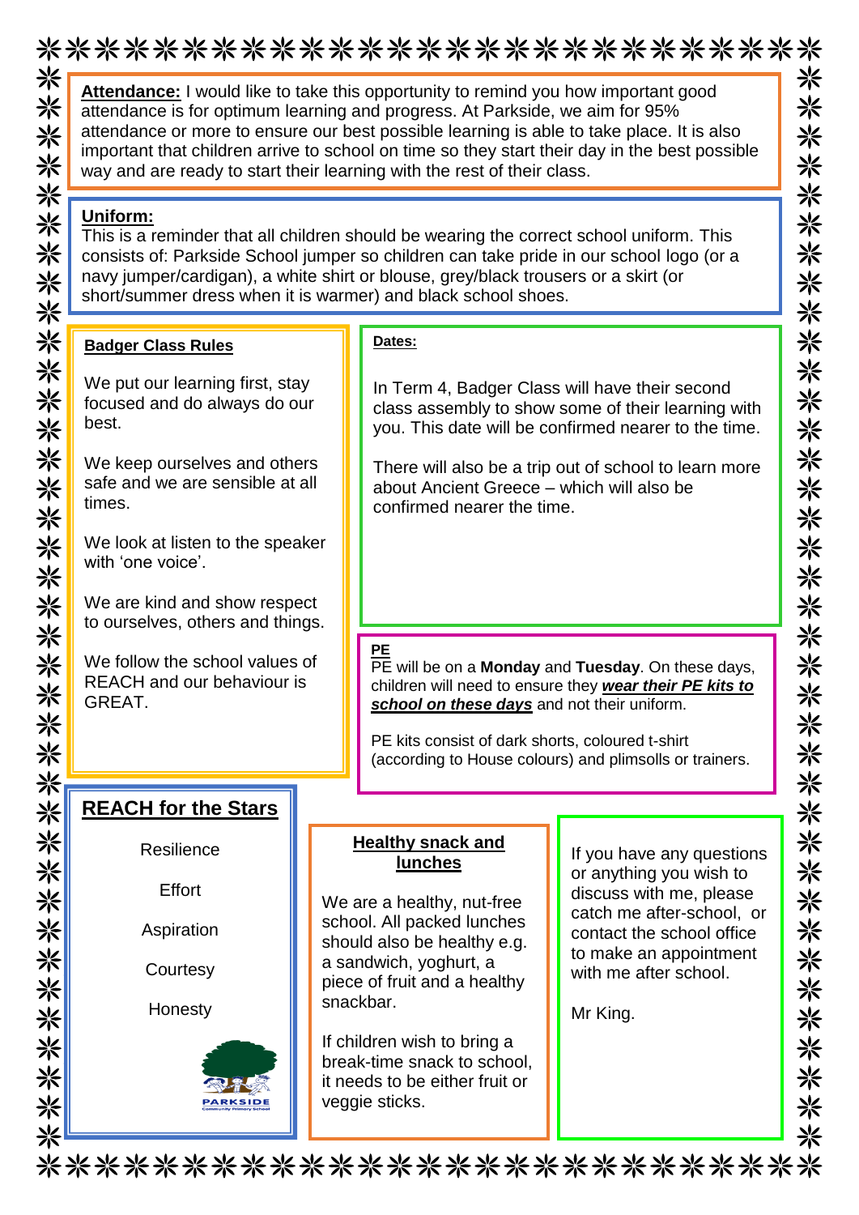**Attendance:** I would like to take this opportunity to remind you how important good attendance is for optimum learning and progress. At Parkside, we aim for 95% attendance or more to ensure our best possible learning is able to take place. It is also important that children arrive to school on time so they start their day in the best possible way and are ready to start their learning with the rest of their class.

**Uniform:**
This is a reminder that all children should be wearing the correct school uniform. This consists of: Parkside School jumper so children can take pride in our school logo (or a navy jumper/cardigan), a white shirt or blouse, grey/black trousers or a skirt (or short/summer dress when it is warmer) and black school shoes.

**Badger Class Rules**

We put our learning first, stay focused and do always do our best.

We keep ourselves and others safe and we are sensible at all times.

We look at listen to the speaker with 'one voice'.

We are kind and show respect to ourselves, others and things.

We follow the school values of REACH and our behaviour is GREAT.

**Dates:**

In Term 4, Badger Class will have their second class assembly to show some of their learning with you. This date will be confirmed nearer to the time.

There will also be a trip out of school to learn more about Ancient Greece – which will also be confirmed nearer the time.

**PE**
PE will be on a **Monday** and **Tuesday**. On these days, children will need to ensure they ***wear their PE kits to school on these days*** and not their uniform.

PE kits consist of dark shorts, coloured t-shirt (according to House colours) and plimsolls or trainers.

## REACH for the Stars

Resilience

Effort

Aspiration

Courtesy

Honesty

PARKSIDE Community Primary School

**Healthy snack and lunches**

We are a healthy, nut-free school. All packed lunches should also be healthy e.g. a sandwich, yoghurt, a piece of fruit and a healthy snackbar.

If children wish to bring a break-time snack to school, it needs to be either fruit or veggie sticks.

If you have any questions or anything you wish to discuss with me, please catch me after-school, or contact the school office to make an appointment with me after school.

Mr King.